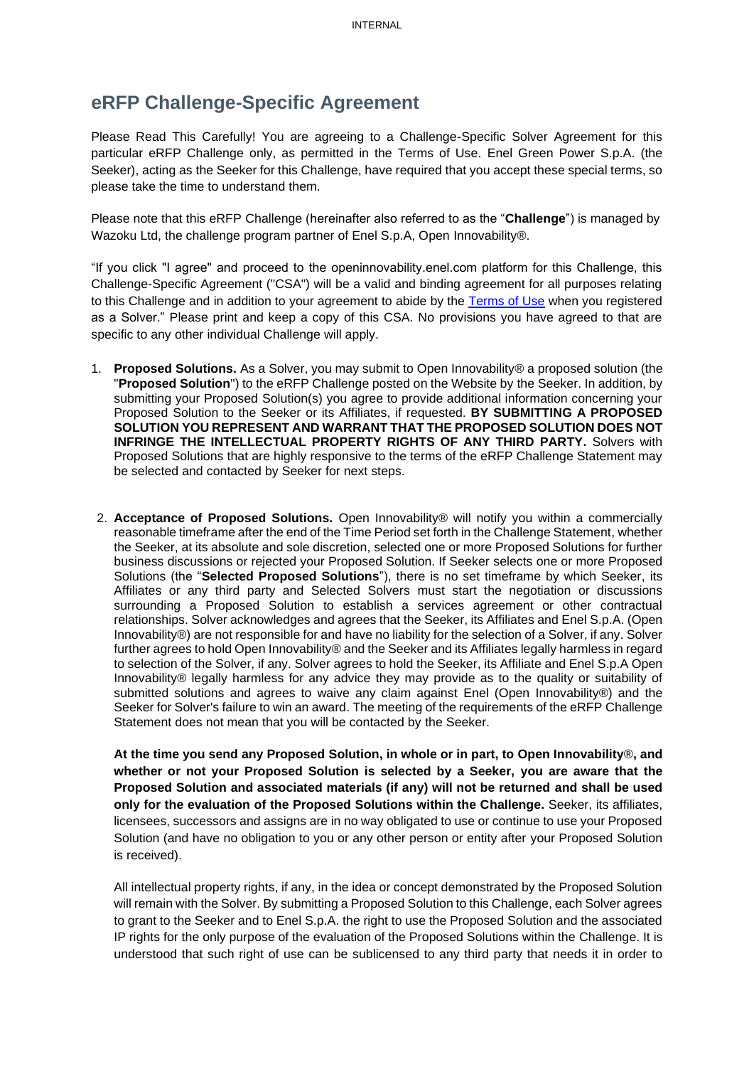# eRFP Challenge-Specific Agreement

Please Read This Carefully! You are agreeing to a Challenge-Specific Solver Agreement for this particular eRFP Challenge only, as permitted in the Terms of Use. Enel Green Power S.p.A. (the Seeker), acting as the Seeker for this Challenge, have required that you accept these special terms, so please take the time to understand them.

Please note that this eRFP Challenge (hereinafter also referred to as the "**Challenge**") is managed by Wazoku Ltd, the challenge program partner of Enel S.p.A, Open Innovability®.

"If you click "I agree" and proceed to the openinnovability.enel.com platform for this Challenge, this Challenge-Specific Agreement ("CSA") will be a valid and binding agreement for all purposes relating to this Challenge and in addition to your agreement to abide by the Terms of Use when you registered as a Solver." Please print and keep a copy of this CSA. No provisions you have agreed to that are specific to any other individual Challenge will apply.

1. **Proposed Solutions.** As a Solver, you may submit to Open Innovability® a proposed solution (the "**Proposed Solution**") to the eRFP Challenge posted on the Website by the Seeker. In addition, by submitting your Proposed Solution(s) you agree to provide additional information concerning your Proposed Solution to the Seeker or its Affiliates, if requested. **BY SUBMITTING A PROPOSED SOLUTION YOU REPRESENT AND WARRANT THAT THE PROPOSED SOLUTION DOES NOT INFRINGE THE INTELLECTUAL PROPERTY RIGHTS OF ANY THIRD PARTY.** Solvers with Proposed Solutions that are highly responsive to the terms of the eRFP Challenge Statement may be selected and contacted by Seeker for next steps.

2. **Acceptance of Proposed Solutions.** Open Innovability® will notify you within a commercially reasonable timeframe after the end of the Time Period set forth in the Challenge Statement, whether the Seeker, at its absolute and sole discretion, selected one or more Proposed Solutions for further business discussions or rejected your Proposed Solution. If Seeker selects one or more Proposed Solutions (the "**Selected Proposed Solutions**"), there is no set timeframe by which Seeker, its Affiliates or any third party and Selected Solvers must start the negotiation or discussions surrounding a Proposed Solution to establish a services agreement or other contractual relationships. Solver acknowledges and agrees that the Seeker, its Affiliates and Enel S.p.A. (Open Innovability®) are not responsible for and have no liability for the selection of a Solver, if any. Solver further agrees to hold Open Innovability® and the Seeker and its Affiliates legally harmless in regard to selection of the Solver, if any. Solver agrees to hold the Seeker, its Affiliate and Enel S.p.A Open Innovability® legally harmless for any advice they may provide as to the quality or suitability of submitted solutions and agrees to waive any claim against Enel (Open Innovability®) and the Seeker for Solver's failure to win an award. The meeting of the requirements of the eRFP Challenge Statement does not mean that you will be contacted by the Seeker.

   **At the time you send any Proposed Solution, in whole or in part, to Open Innovability®, and whether or not your Proposed Solution is selected by a Seeker, you are aware that the Proposed Solution and associated materials (if any) will not be returned and shall be used only for the evaluation of the Proposed Solutions within the Challenge.** Seeker, its affiliates, licensees, successors and assigns are in no way obligated to use or continue to use your Proposed Solution (and have no obligation to you or any other person or entity after your Proposed Solution is received).

   All intellectual property rights, if any, in the idea or concept demonstrated by the Proposed Solution will remain with the Solver. By submitting a Proposed Solution to this Challenge, each Solver agrees to grant to the Seeker and to Enel S.p.A. the right to use the Proposed Solution and the associated IP rights for the only purpose of the evaluation of the Proposed Solutions within the Challenge. It is understood that such right of use can be sublicensed to any third party that needs it in order to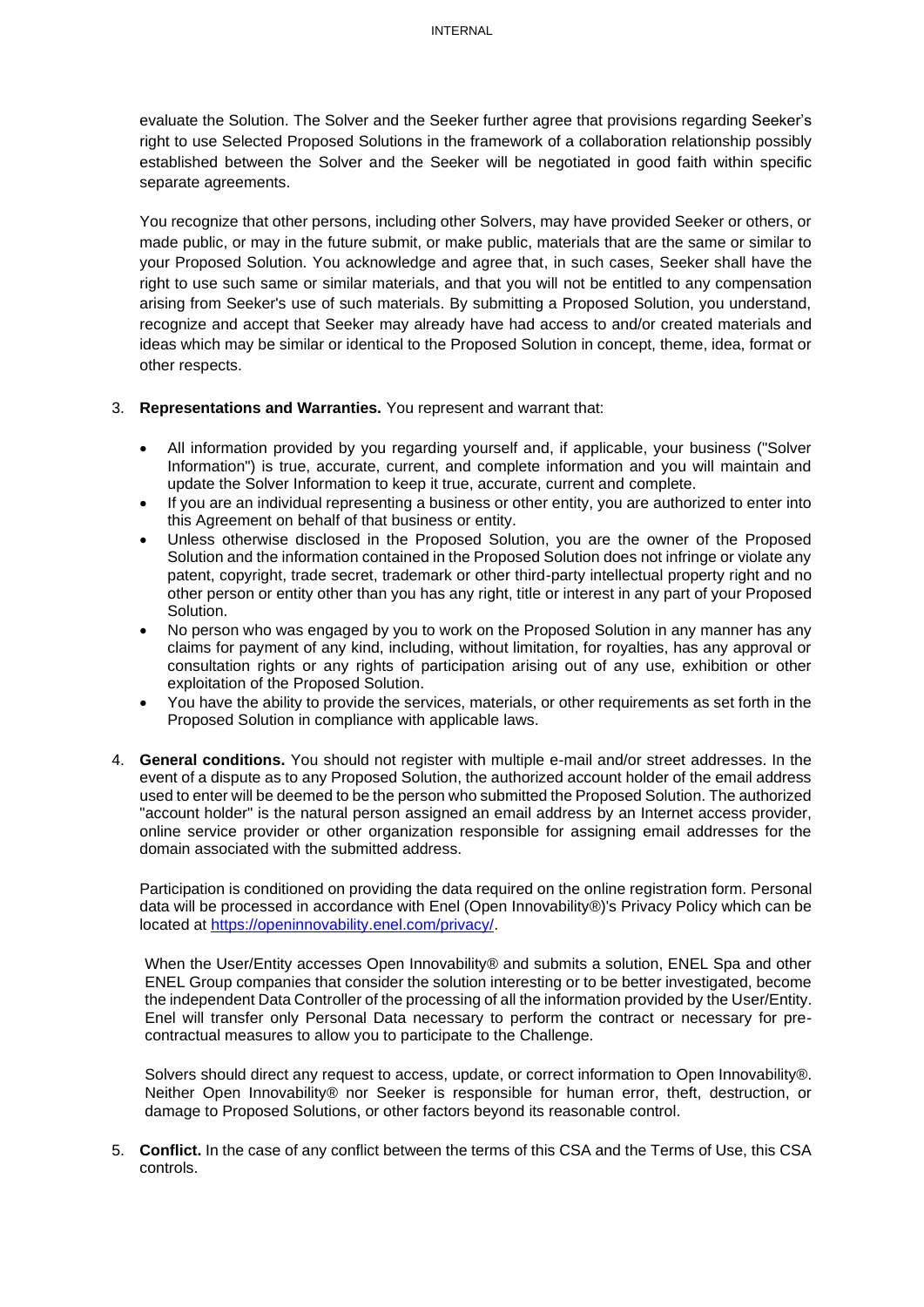evaluate the Solution. The Solver and the Seeker further agree that provisions regarding Seeker's right to use Selected Proposed Solutions in the framework of a collaboration relationship possibly established between the Solver and the Seeker will be negotiated in good faith within specific separate agreements.

You recognize that other persons, including other Solvers, may have provided Seeker or others, or made public, or may in the future submit, or make public, materials that are the same or similar to your Proposed Solution. You acknowledge and agree that, in such cases, Seeker shall have the right to use such same or similar materials, and that you will not be entitled to any compensation arising from Seeker's use of such materials. By submitting a Proposed Solution, you understand, recognize and accept that Seeker may already have had access to and/or created materials and ideas which may be similar or identical to the Proposed Solution in concept, theme, idea, format or other respects.

3. **Representations and Warranties.** You represent and warrant that:

   - All information provided by you regarding yourself and, if applicable, your business ("Solver Information") is true, accurate, current, and complete information and you will maintain and update the Solver Information to keep it true, accurate, current and complete.
   - If you are an individual representing a business or other entity, you are authorized to enter into this Agreement on behalf of that business or entity.
   - Unless otherwise disclosed in the Proposed Solution, you are the owner of the Proposed Solution and the information contained in the Proposed Solution does not infringe or violate any patent, copyright, trade secret, trademark or other third-party intellectual property right and no other person or entity other than you has any right, title or interest in any part of your Proposed Solution.
   - No person who was engaged by you to work on the Proposed Solution in any manner has any claims for payment of any kind, including, without limitation, for royalties, has any approval or consultation rights or any rights of participation arising out of any use, exhibition or other exploitation of the Proposed Solution.
   - You have the ability to provide the services, materials, or other requirements as set forth in the Proposed Solution in compliance with applicable laws.

4. **General conditions.** You should not register with multiple e-mail and/or street addresses. In the event of a dispute as to any Proposed Solution, the authorized account holder of the email address used to enter will be deemed to be the person who submitted the Proposed Solution. The authorized "account holder" is the natural person assigned an email address by an Internet access provider, online service provider or other organization responsible for assigning email addresses for the domain associated with the submitted address.

   Participation is conditioned on providing the data required on the online registration form. Personal data will be processed in accordance with Enel (Open Innovability®)'s Privacy Policy which can be located at https://openinnovability.enel.com/privacy/.

   When the User/Entity accesses Open Innovability® and submits a solution, ENEL Spa and other ENEL Group companies that consider the solution interesting or to be better investigated, become the independent Data Controller of the processing of all the information provided by the User/Entity. Enel will transfer only Personal Data necessary to perform the contract or necessary for pre-contractual measures to allow you to participate to the Challenge.

   Solvers should direct any request to access, update, or correct information to Open Innovability®. Neither Open Innovability® nor Seeker is responsible for human error, theft, destruction, or damage to Proposed Solutions, or other factors beyond its reasonable control.

5. **Conflict.** In the case of any conflict between the terms of this CSA and the Terms of Use, this CSA controls.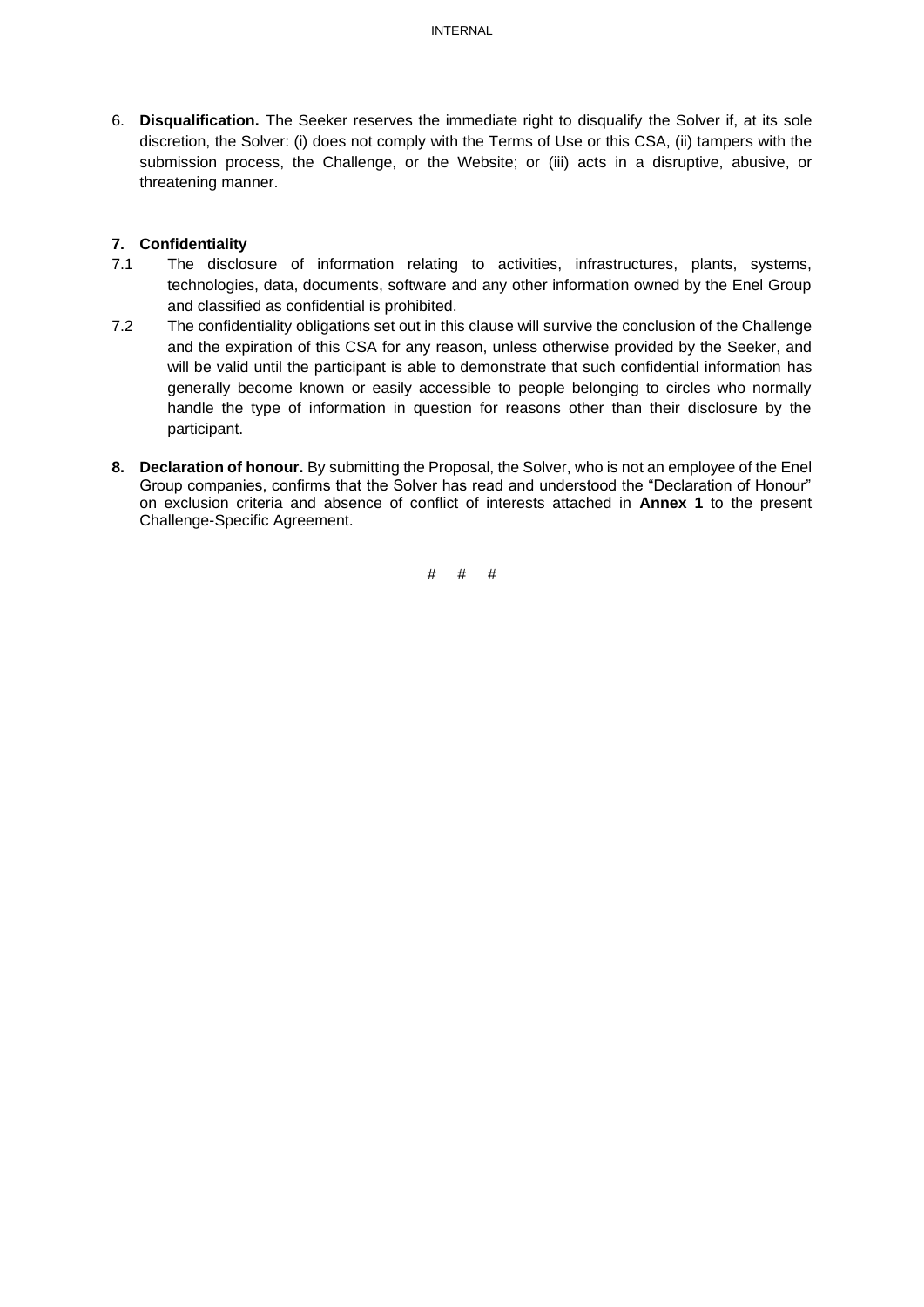6. **Disqualification.** The Seeker reserves the immediate right to disqualify the Solver if, at its sole discretion, the Solver: (i) does not comply with the Terms of Use or this CSA, (ii) tampers with the submission process, the Challenge, or the Website; or (iii) acts in a disruptive, abusive, or threatening manner.

**7. Confidentiality**

7.1 The disclosure of information relating to activities, infrastructures, plants, systems, technologies, data, documents, software and any other information owned by the Enel Group and classified as confidential is prohibited.

7.2 The confidentiality obligations set out in this clause will survive the conclusion of the Challenge and the expiration of this CSA for any reason, unless otherwise provided by the Seeker, and will be valid until the participant is able to demonstrate that such confidential information has generally become known or easily accessible to people belonging to circles who normally handle the type of information in question for reasons other than their disclosure by the participant.

**8. Declaration of honour.** By submitting the Proposal, the Solver, who is not an employee of the Enel Group companies, confirms that the Solver has read and understood the "Declaration of Honour" on exclusion criteria and absence of conflict of interests attached in **Annex 1** to the present Challenge-Specific Agreement.

# # #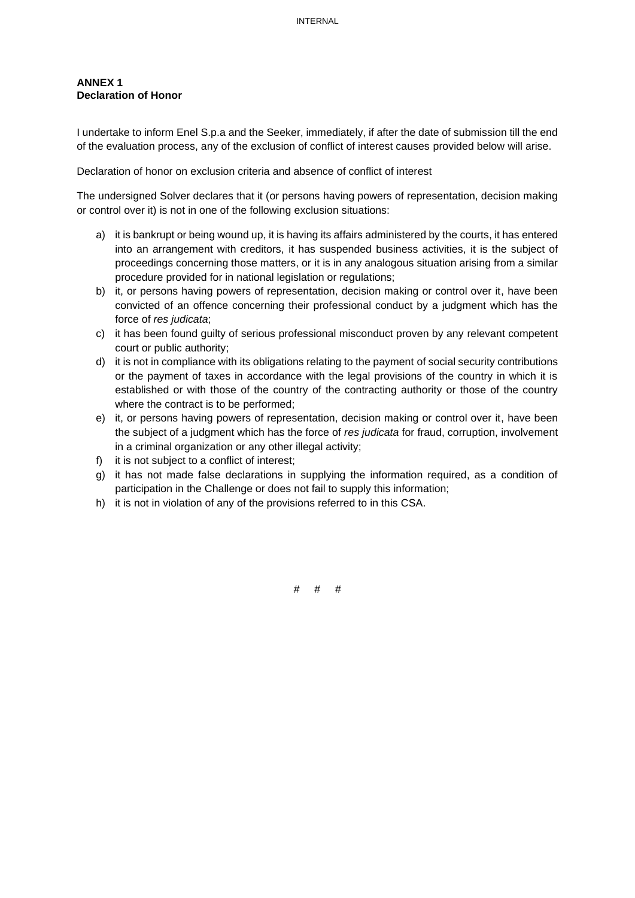**ANNEX 1**
**Declaration of Honor**

I undertake to inform Enel S.p.a and the Seeker, immediately, if after the date of submission till the end of the evaluation process, any of the exclusion of conflict of interest causes provided below will arise.

Declaration of honor on exclusion criteria and absence of conflict of interest

The undersigned Solver declares that it (or persons having powers of representation, decision making or control over it) is not in one of the following exclusion situations:

a) it is bankrupt or being wound up, it is having its affairs administered by the courts, it has entered into an arrangement with creditors, it has suspended business activities, it is the subject of proceedings concerning those matters, or it is in any analogous situation arising from a similar procedure provided for in national legislation or regulations;
b) it, or persons having powers of representation, decision making or control over it, have been convicted of an offence concerning their professional conduct by a judgment which has the force of *res judicata*;
c) it has been found guilty of serious professional misconduct proven by any relevant competent court or public authority;
d) it is not in compliance with its obligations relating to the payment of social security contributions or the payment of taxes in accordance with the legal provisions of the country in which it is established or with those of the country of the contracting authority or those of the country where the contract is to be performed;
e) it, or persons having powers of representation, decision making or control over it, have been the subject of a judgment which has the force of *res judicata* for fraud, corruption, involvement in a criminal organization or any other illegal activity;
f) it is not subject to a conflict of interest;
g) it has not made false declarations in supplying the information required, as a condition of participation in the Challenge or does not fail to supply this information;
h) it is not in violation of any of the provisions referred to in this CSA.

# # #